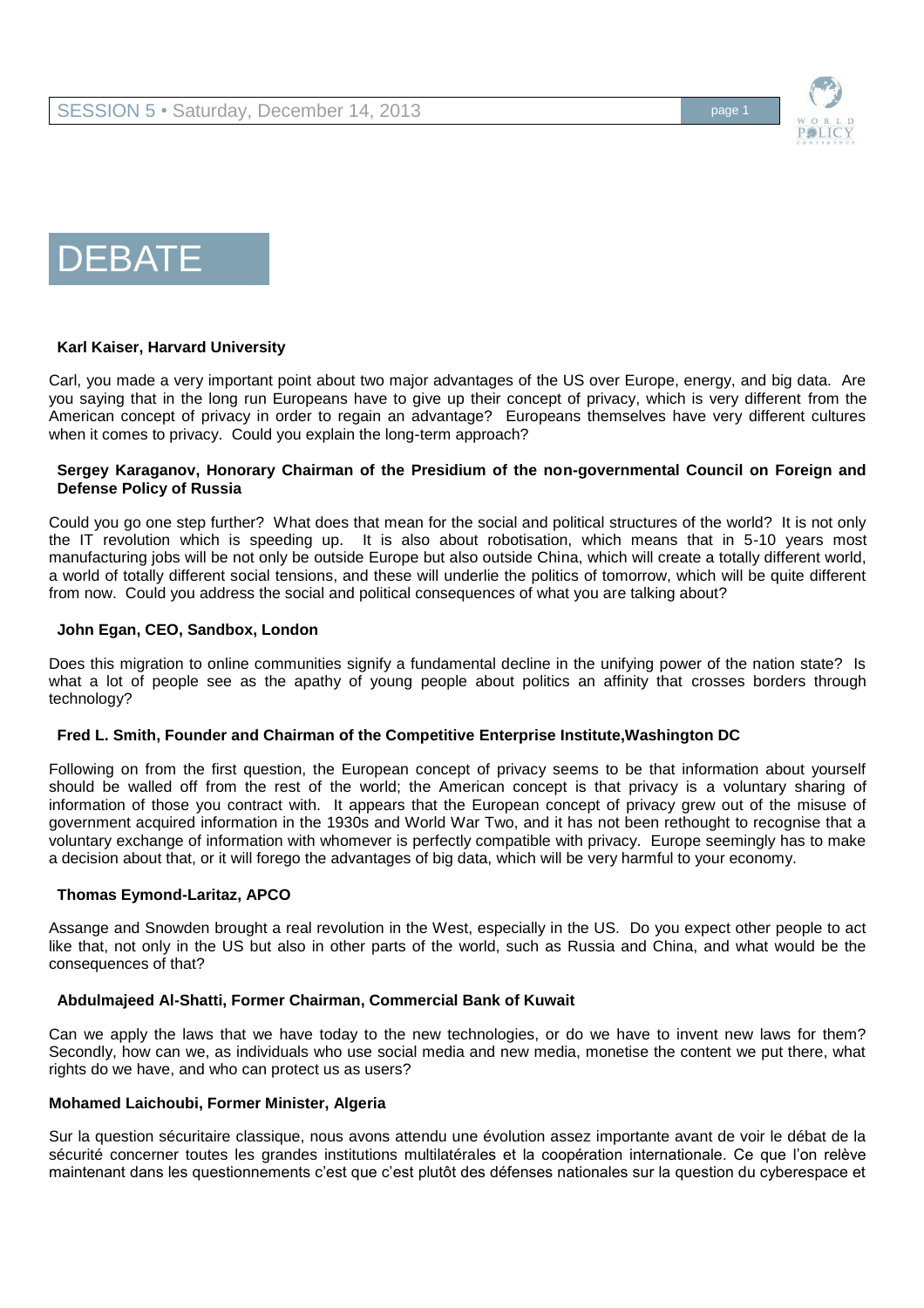# DEBATE

**Karl Kaiser, Harvard University**

Carl, you made a very important point about two major advantages of the US over Europe, energy, and big data. Are you saying that in the long run Europeans have to give up their concept of privacy, which is very different from the American concept of privacy in order to regain an advantage? Europeans themselves have very different cultures when it comes to privacy. Could you explain the long-term approach?

**Sergey Karaganov, Honorary Chairman of the Presidium of the non-governmental Council on Foreign and Defense Policy of Russia**

Could you go one step further? What does that mean for the social and political structures of the world? It is not only the IT revolution which is speeding up. It is also about robotisation, which means that in 5-10 years most manufacturing jobs will be not only be outside Europe but also outside China, which will create a totally different world, a world of totally different social tensions, and these will underlie the politics of tomorrow, which will be quite different from now. Could you address the social and political consequences of what you are talking about?

**John Egan, CEO, Sandbox, London**

Does this migration to online communities signify a fundamental decline in the unifying power of the nation state? Is what a lot of people see as the apathy of young people about politics an affinity that crosses borders through technology?

**Fred L. Smith, Founder and Chairman of the Competitive Enterprise Institute,Washington DC**

Following on from the first question, the European concept of privacy seems to be that information about yourself should be walled off from the rest of the world; the American concept is that privacy is a voluntary sharing of information of those you contract with. It appears that the European concept of privacy grew out of the misuse of government acquired information in the 1930s and World War Two, and it has not been rethought to recognise that a voluntary exchange of information with whomever is perfectly compatible with privacy. Europe seemingly has to make a decision about that, or it will forego the advantages of big data, which will be very harmful to your economy.

**Thomas Eymond-Laritaz, APCO**

Assange and Snowden brought a real revolution in the West, especially in the US. Do you expect other people to act like that, not only in the US but also in other parts of the world, such as Russia and China, and what would be the consequences of that?

**Abdulmajeed Al-Shatti, Former Chairman, Commercial Bank of Kuwait**

Can we apply the laws that we have today to the new technologies, or do we have to invent new laws for them? Secondly, how can we, as individuals who use social media and new media, monetise the content we put there, what rights do we have, and who can protect us as users?

**Mohamed Laichoubi, Former Minister, Algeria**

Sur la question sécuritaire classique, nous avons attendu une évolution assez importante avant de voir le débat de la sécurité concerner toutes les grandes institutions multilatérales et la coopération internationale. Ce que l'on relève maintenant dans les questionnements c'est que c'est plutôt des défenses nationales sur la question du cyberespace et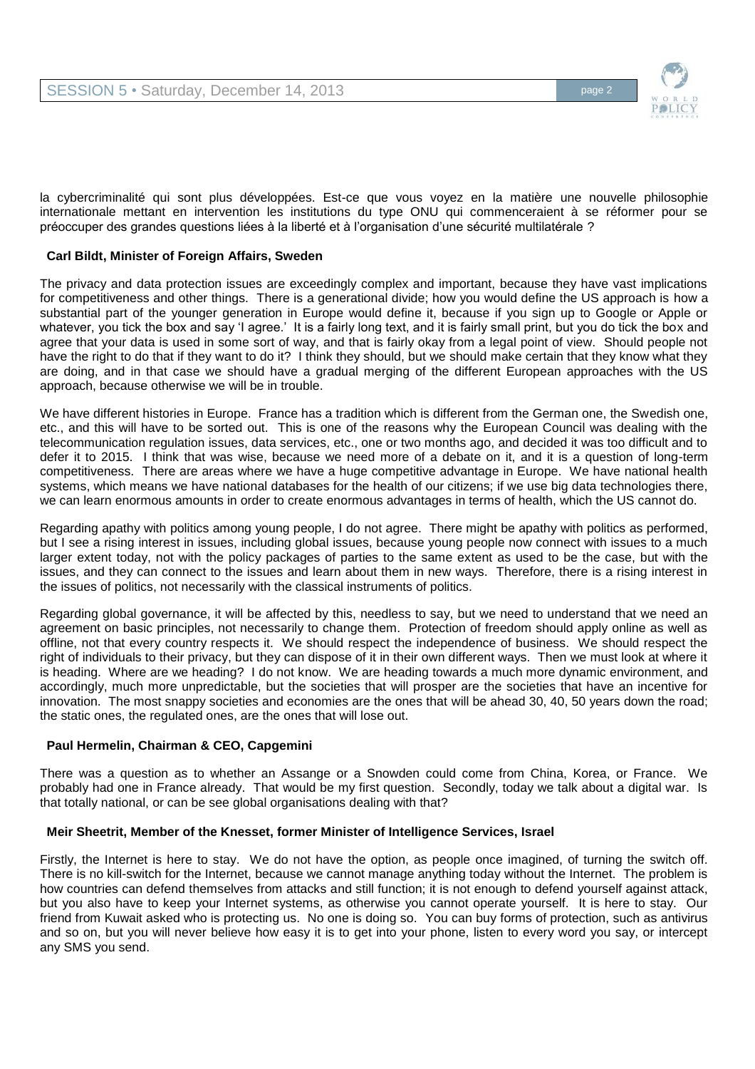la cybercriminalité qui sont plus développées. Est-ce que vous voyez en la matière une nouvelle philosophie internationale mettant en intervention les institutions du type ONU qui commenceraient à se réformer pour se préoccuper des grandes questions liées à la liberté et à l'organisation d'une sécurité multilatérale ?

**Carl Bildt, Minister of Foreign Affairs, Sweden**

The privacy and data protection issues are exceedingly complex and important, because they have vast implications for competitiveness and other things. There is a generational divide; how you would define the US approach is how a substantial part of the younger generation in Europe would define it, because if you sign up to Google or Apple or whatever, you tick the box and say 'I agree.' It is a fairly long text, and it is fairly small print, but you do tick the box and agree that your data is used in some sort of way, and that is fairly okay from a legal point of view. Should people not have the right to do that if they want to do it? I think they should, but we should make certain that they know what they are doing, and in that case we should have a gradual merging of the different European approaches with the US approach, because otherwise we will be in trouble.

We have different histories in Europe. France has a tradition which is different from the German one, the Swedish one, etc., and this will have to be sorted out. This is one of the reasons why the European Council was dealing with the telecommunication regulation issues, data services, etc., one or two months ago, and decided it was too difficult and to defer it to 2015. I think that was wise, because we need more of a debate on it, and it is a question of long-term competitiveness. There are areas where we have a huge competitive advantage in Europe. We have national health systems, which means we have national databases for the health of our citizens; if we use big data technologies there, we can learn enormous amounts in order to create enormous advantages in terms of health, which the US cannot do.

Regarding apathy with politics among young people, I do not agree. There might be apathy with politics as performed, but I see a rising interest in issues, including global issues, because young people now connect with issues to a much larger extent today, not with the policy packages of parties to the same extent as used to be the case, but with the issues, and they can connect to the issues and learn about them in new ways. Therefore, there is a rising interest in the issues of politics, not necessarily with the classical instruments of politics.

Regarding global governance, it will be affected by this, needless to say, but we need to understand that we need an agreement on basic principles, not necessarily to change them. Protection of freedom should apply online as well as offline, not that every country respects it. We should respect the independence of business. We should respect the right of individuals to their privacy, but they can dispose of it in their own different ways. Then we must look at where it is heading. Where are we heading? I do not know. We are heading towards a much more dynamic environment, and accordingly, much more unpredictable, but the societies that will prosper are the societies that have an incentive for innovation. The most snappy societies and economies are the ones that will be ahead 30, 40, 50 years down the road; the static ones, the regulated ones, are the ones that will lose out.

**Paul Hermelin, Chairman & CEO, Capgemini**

There was a question as to whether an Assange or a Snowden could come from China, Korea, or France. We probably had one in France already. That would be my first question. Secondly, today we talk about a digital war. Is that totally national, or can be see global organisations dealing with that?

**Meir Sheetrit, Member of the Knesset, former Minister of Intelligence Services, Israel**

Firstly, the Internet is here to stay. We do not have the option, as people once imagined, of turning the switch off. There is no kill-switch for the Internet, because we cannot manage anything today without the Internet. The problem is how countries can defend themselves from attacks and still function; it is not enough to defend yourself against attack, but you also have to keep your Internet systems, as otherwise you cannot operate yourself. It is here to stay. Our friend from Kuwait asked who is protecting us. No one is doing so. You can buy forms of protection, such as antivirus and so on, but you will never believe how easy it is to get into your phone, listen to every word you say, or intercept any SMS you send.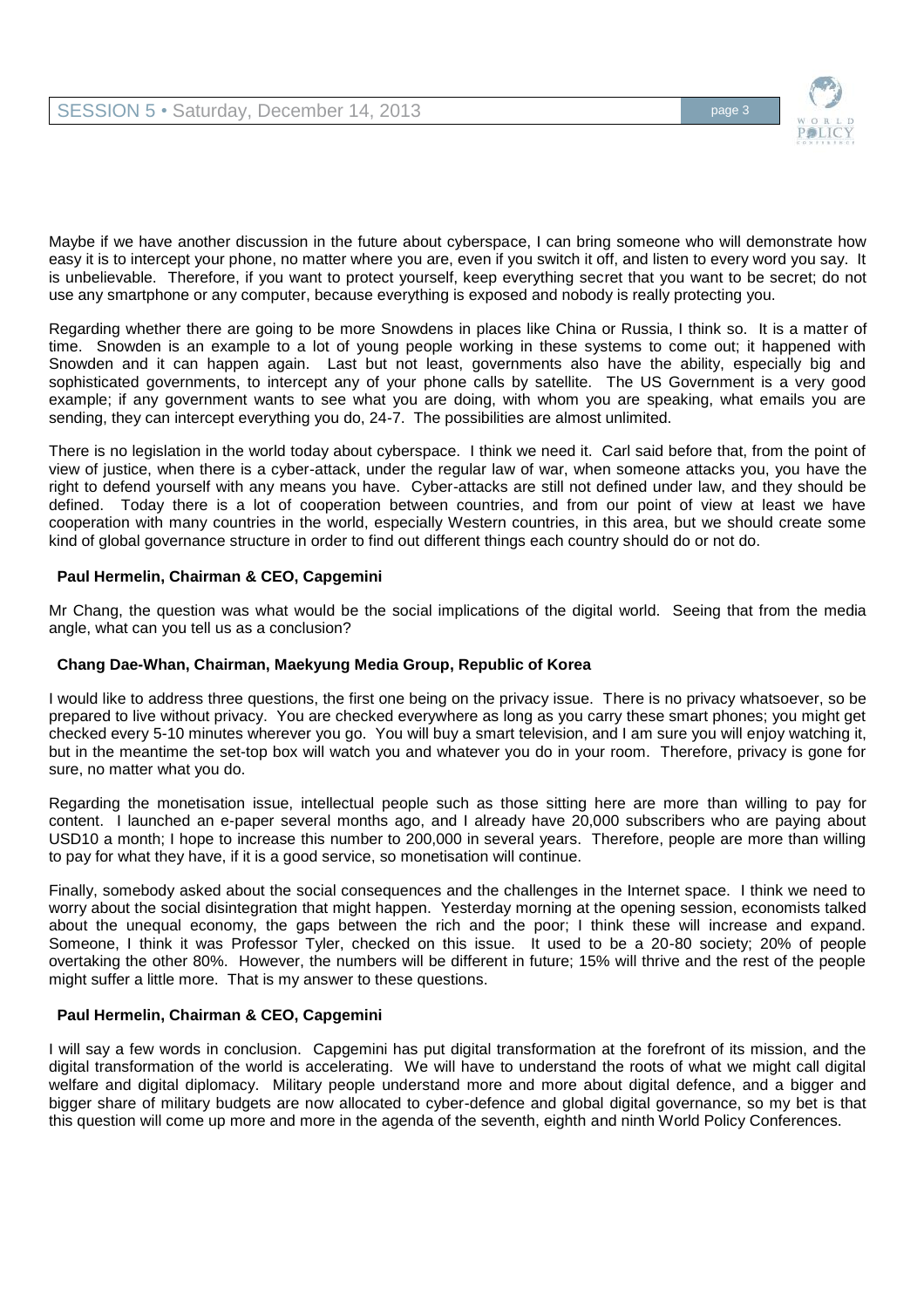Maybe if we have another discussion in the future about cyberspace, I can bring someone who will demonstrate how easy it is to intercept your phone, no matter where you are, even if you switch it off, and listen to every word you say. It is unbelievable. Therefore, if you want to protect yourself, keep everything secret that you want to be secret; do not use any smartphone or any computer, because everything is exposed and nobody is really protecting you.

Regarding whether there are going to be more Snowdens in places like China or Russia, I think so. It is a matter of time. Snowden is an example to a lot of young people working in these systems to come out; it happened with Snowden and it can happen again. Last but not least, governments also have the ability, especially big and sophisticated governments, to intercept any of your phone calls by satellite. The US Government is a very good example; if any government wants to see what you are doing, with whom you are speaking, what emails you are sending, they can intercept everything you do, 24-7. The possibilities are almost unlimited.

There is no legislation in the world today about cyberspace. I think we need it. Carl said before that, from the point of view of justice, when there is a cyber-attack, under the regular law of war, when someone attacks you, you have the right to defend yourself with any means you have. Cyber-attacks are still not defined under law, and they should be defined. Today there is a lot of cooperation between countries, and from our point of view at least we have cooperation with many countries in the world, especially Western countries, in this area, but we should create some kind of global governance structure in order to find out different things each country should do or not do.

**Paul Hermelin, Chairman & CEO, Capgemini**

Mr Chang, the question was what would be the social implications of the digital world. Seeing that from the media angle, what can you tell us as a conclusion?

**Chang Dae-Whan, Chairman, Maekyung Media Group, Republic of Korea**

I would like to address three questions, the first one being on the privacy issue. There is no privacy whatsoever, so be prepared to live without privacy. You are checked everywhere as long as you carry these smart phones; you might get checked every 5-10 minutes wherever you go. You will buy a smart television, and I am sure you will enjoy watching it, but in the meantime the set-top box will watch you and whatever you do in your room. Therefore, privacy is gone for sure, no matter what you do.

Regarding the monetisation issue, intellectual people such as those sitting here are more than willing to pay for content. I launched an e-paper several months ago, and I already have 20,000 subscribers who are paying about USD10 a month; I hope to increase this number to 200,000 in several years. Therefore, people are more than willing to pay for what they have, if it is a good service, so monetisation will continue.

Finally, somebody asked about the social consequences and the challenges in the Internet space. I think we need to worry about the social disintegration that might happen. Yesterday morning at the opening session, economists talked about the unequal economy, the gaps between the rich and the poor; I think these will increase and expand. Someone, I think it was Professor Tyler, checked on this issue. It used to be a 20-80 society; 20% of people overtaking the other 80%. However, the numbers will be different in future; 15% will thrive and the rest of the people might suffer a little more. That is my answer to these questions.

**Paul Hermelin, Chairman & CEO, Capgemini**

I will say a few words in conclusion. Capgemini has put digital transformation at the forefront of its mission, and the digital transformation of the world is accelerating. We will have to understand the roots of what we might call digital welfare and digital diplomacy. Military people understand more and more about digital defence, and a bigger and bigger share of military budgets are now allocated to cyber-defence and global digital governance, so my bet is that this question will come up more and more in the agenda of the seventh, eighth and ninth World Policy Conferences.